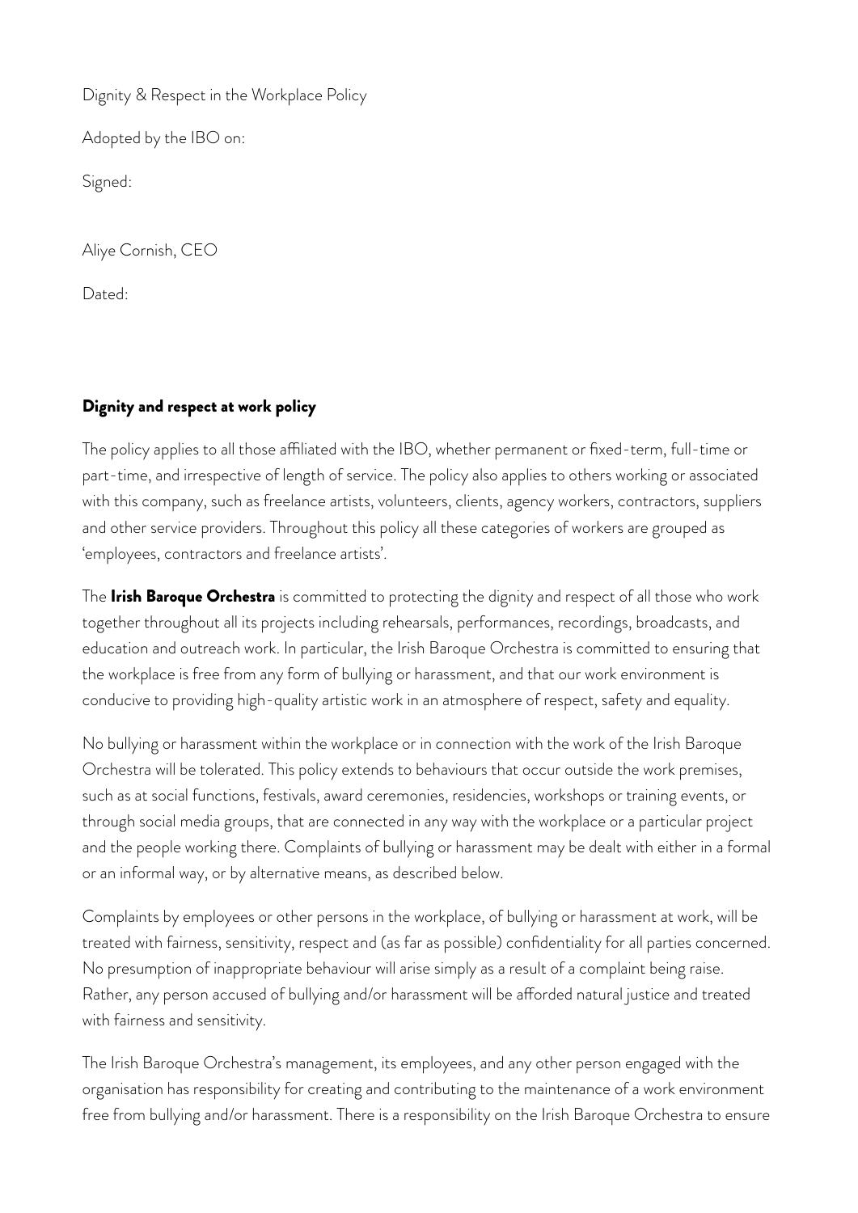Dignity & Respect in the Workplace Policy

Adopted by the IBO on:

Signed:

Aliye Cornish, CEO

Dated:

## Dignity and respect at work policy

The policy applies to all those affiliated with the IBO, whether permanent or fixed-term, full-time or part-time, and irrespective of length of service. The policy also applies to others working or associated with this company, such as freelance artists, volunteers, clients, agency workers, contractors, suppliers and other service providers. Throughout this policy all these categories of workers are grouped as 'employees, contractors and freelance artists'.

The **Irish Baroque Orchestra** is committed to protecting the dignity and respect of all those who work together throughout all its projects including rehearsals, performances, recordings, broadcasts, and education and outreach work. In particular, the Irish Baroque Orchestra is committed to ensuring that the workplace is free from any form of bullying or harassment, and that our work environment is conducive to providing high-quality artistic work in an atmosphere of respect, safety and equality.

No bullying or harassment within the workplace or in connection with the work of the Irish Baroque Orchestra will be tolerated. This policy extends to behaviours that occur outside the work premises, such as at social functions, festivals, award ceremonies, residencies, workshops or training events, or through social media groups, that are connected in any way with the workplace or a particular project and the people working there. Complaints of bullying or harassment may be dealt with either in a formal or an informal way, or by alternative means, as described below.

Complaints by employees or other persons in the workplace, of bullying or harassment at work, will be treated with fairness, sensitivity, respect and (as far as possible) confidentiality for all parties concerned. No presumption of inappropriate behaviour will arise simply as a result of a complaint being raise. Rather, any person accused of bullying and/or harassment will be afforded natural justice and treated with fairness and sensitivity.

The Irish Baroque Orchestra's management, its employees, and any other person engaged with the organisation has responsibility for creating and contributing to the maintenance of a work environment free from bullying and/or harassment. There is a responsibility on the Irish Baroque Orchestra to ensure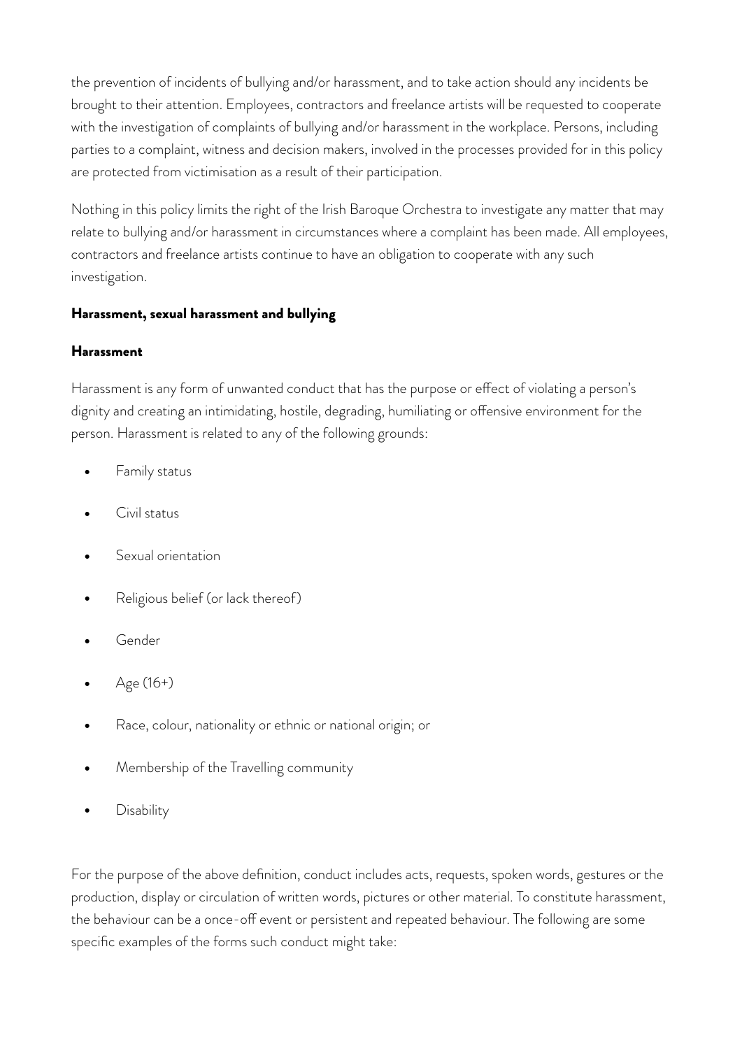the prevention of incidents of bullying and/or harassment, and to take action should any incidents be brought to their attention. Employees, contractors and freelance artists will be requested to cooperate with the investigation of complaints of bullying and/or harassment in the workplace. Persons, including parties to a complaint, witness and decision makers, involved in the processes provided for in this policy are protected from victimisation as a result of their participation.

Nothing in this policy limits the right of the Irish Baroque Orchestra to investigate any matter that may relate to bullying and/or harassment in circumstances where a complaint has been made. All employees, contractors and freelance artists continue to have an obligation to cooperate with any such investigation.

## Harassment, sexual harassment and bullying

### Harassment

Harassment is any form of unwanted conduct that has the purpose or effect of violating a person's dignity and creating an intimidating, hostile, degrading, humiliating or offensive environment for the person. Harassment is related to any of the following grounds:

- Family status
- Civil status
- Sexual orientation
- Religious belief (or lack thereof)
- Gender
- Age (16+)
- Race, colour, nationality or ethnic or national origin; or
- Membership of the Travelling community
- Disability

For the purpose of the above definition, conduct includes acts, requests, spoken words, gestures or the production, display or circulation of written words, pictures or other material. To constitute harassment, the behaviour can be a once-off event or persistent and repeated behaviour. The following are some specific examples of the forms such conduct might take: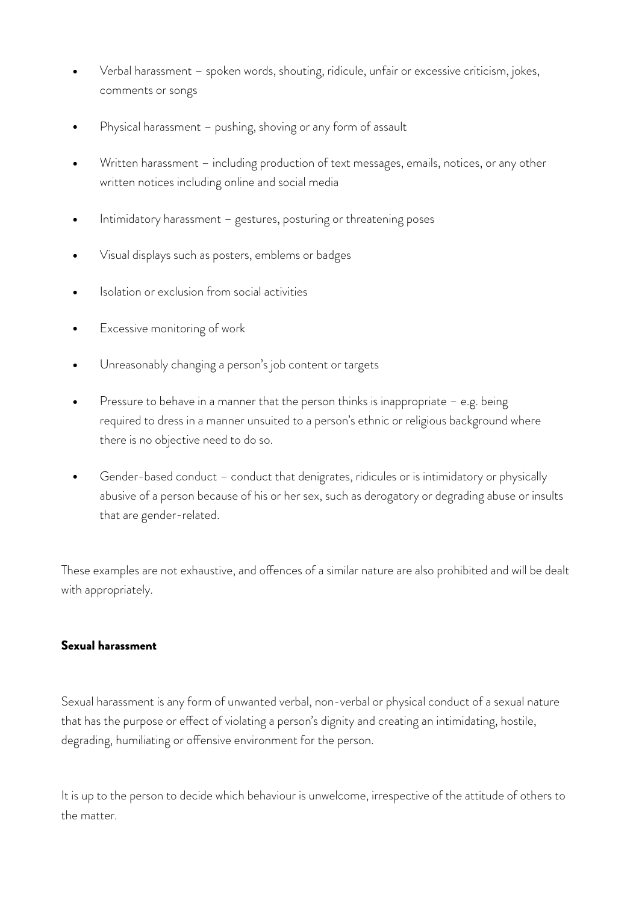- Verbal harassment – spoken words, shouting, ridicule, unfair or excessive criticism, jokes, comments or songs
- Physical harassment – pushing, shoving or any form of assault
- Written harassment – including production of text messages, emails, notices, or any other written notices including online and social media
- Intimidatory harassment – gestures, posturing or threatening poses
- Visual displays such as posters, emblems or badges
- Isolation or exclusion from social activities
- Excessive monitoring of work
- Unreasonably changing a person's job content or targets
- Pressure to behave in a manner that the person thinks is inappropriate – e.g. being required to dress in a manner unsuited to a person's ethnic or religious background where there is no objective need to do so.
- Gender-based conduct – conduct that denigrates, ridicules or is intimidatory or physically abusive of a person because of his or her sex, such as derogatory or degrading abuse or insults that are gender-related.

These examples are not exhaustive, and offences of a similar nature are also prohibited and will be dealt with appropriately.

**Sexual harassment**

Sexual harassment is any form of unwanted verbal, non-verbal or physical conduct of a sexual nature that has the purpose or effect of violating a person's dignity and creating an intimidating, hostile, degrading, humiliating or offensive environment for the person.

It is up to the person to decide which behaviour is unwelcome, irrespective of the attitude of others to the matter.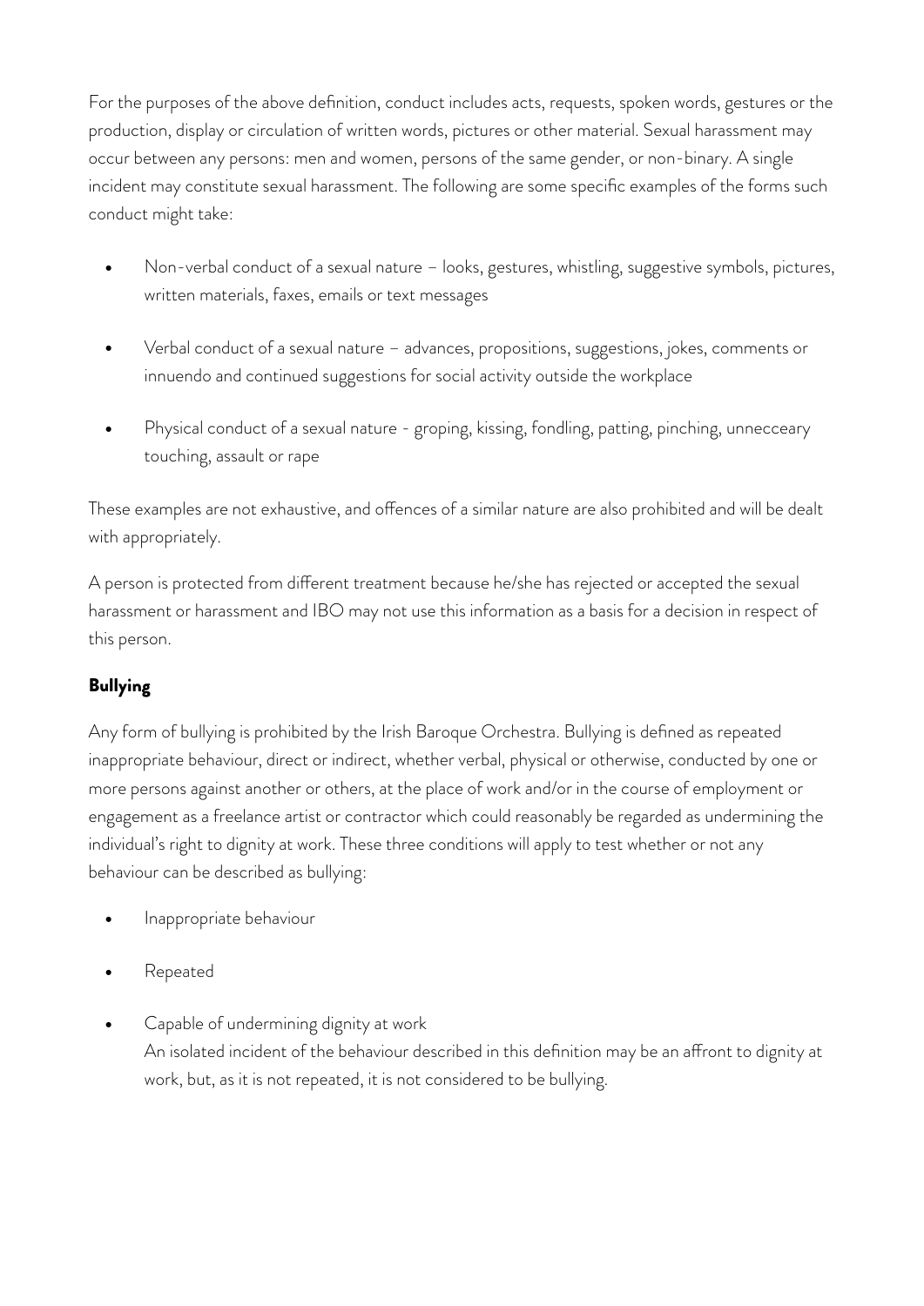For the purposes of the above definition, conduct includes acts, requests, spoken words, gestures or the production, display or circulation of written words, pictures or other material. Sexual harassment may occur between any persons: men and women, persons of the same gender, or non-binary. A single incident may constitute sexual harassment. The following are some specific examples of the forms such conduct might take:

- Non-verbal conduct of a sexual nature – looks, gestures, whistling, suggestive symbols, pictures, written materials, faxes, emails or text messages
- Verbal conduct of a sexual nature – advances, propositions, suggestions, jokes, comments or innuendo and continued suggestions for social activity outside the workplace
- Physical conduct of a sexual nature - groping, kissing, fondling, patting, pinching, unnecceary touching, assault or rape

These examples are not exhaustive, and offences of a similar nature are also prohibited and will be dealt with appropriately.

A person is protected from different treatment because he/she has rejected or accepted the sexual harassment or harassment and IBO may not use this information as a basis for a decision in respect of this person.

**Bullying**

Any form of bullying is prohibited by the Irish Baroque Orchestra. Bullying is defined as repeated inappropriate behaviour, direct or indirect, whether verbal, physical or otherwise, conducted by one or more persons against another or others, at the place of work and/or in the course of employment or engagement as a freelance artist or contractor which could reasonably be regarded as undermining the individual's right to dignity at work. These three conditions will apply to test whether or not any behaviour can be described as bullying:

- Inappropriate behaviour
- Repeated
- Capable of undermining dignity at work
  An isolated incident of the behaviour described in this definition may be an affront to dignity at work, but, as it is not repeated, it is not considered to be bullying.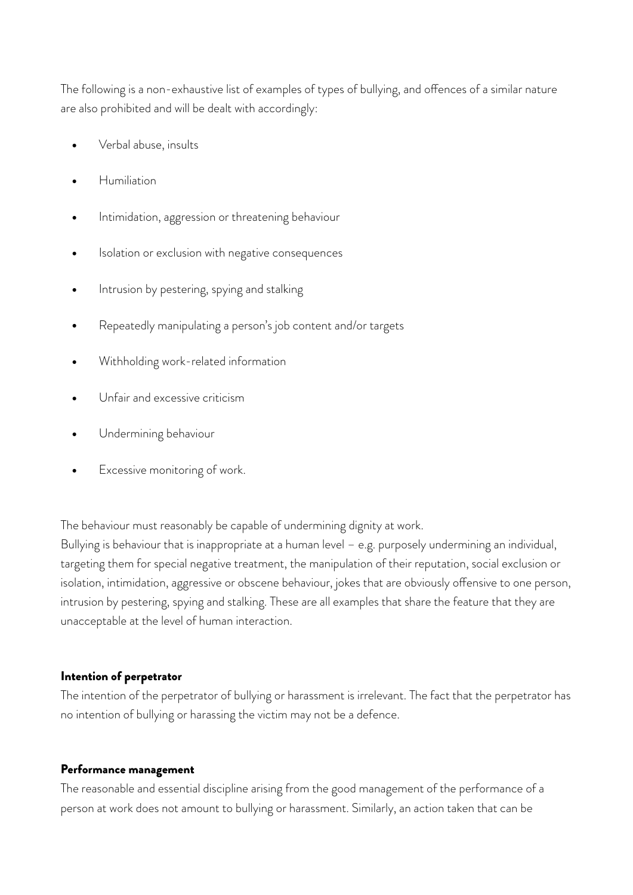The following is a non-exhaustive list of examples of types of bullying, and offences of a similar nature are also prohibited and will be dealt with accordingly:

- Verbal abuse, insults
- Humiliation
- Intimidation, aggression or threatening behaviour
- Isolation or exclusion with negative consequences
- Intrusion by pestering, spying and stalking
- Repeatedly manipulating a person's job content and/or targets
- Withholding work-related information
- Unfair and excessive criticism
- Undermining behaviour
- Excessive monitoring of work.

The behaviour must reasonably be capable of undermining dignity at work.
Bullying is behaviour that is inappropriate at a human level – e.g. purposely undermining an individual, targeting them for special negative treatment, the manipulation of their reputation, social exclusion or isolation, intimidation, aggressive or obscene behaviour, jokes that are obviously offensive to one person, intrusion by pestering, spying and stalking. These are all examples that share the feature that they are unacceptable at the level of human interaction.

**Intention of perpetrator**

The intention of the perpetrator of bullying or harassment is irrelevant. The fact that the perpetrator has no intention of bullying or harassing the victim may not be a defence.

**Performance management**

The reasonable and essential discipline arising from the good management of the performance of a person at work does not amount to bullying or harassment. Similarly, an action taken that can be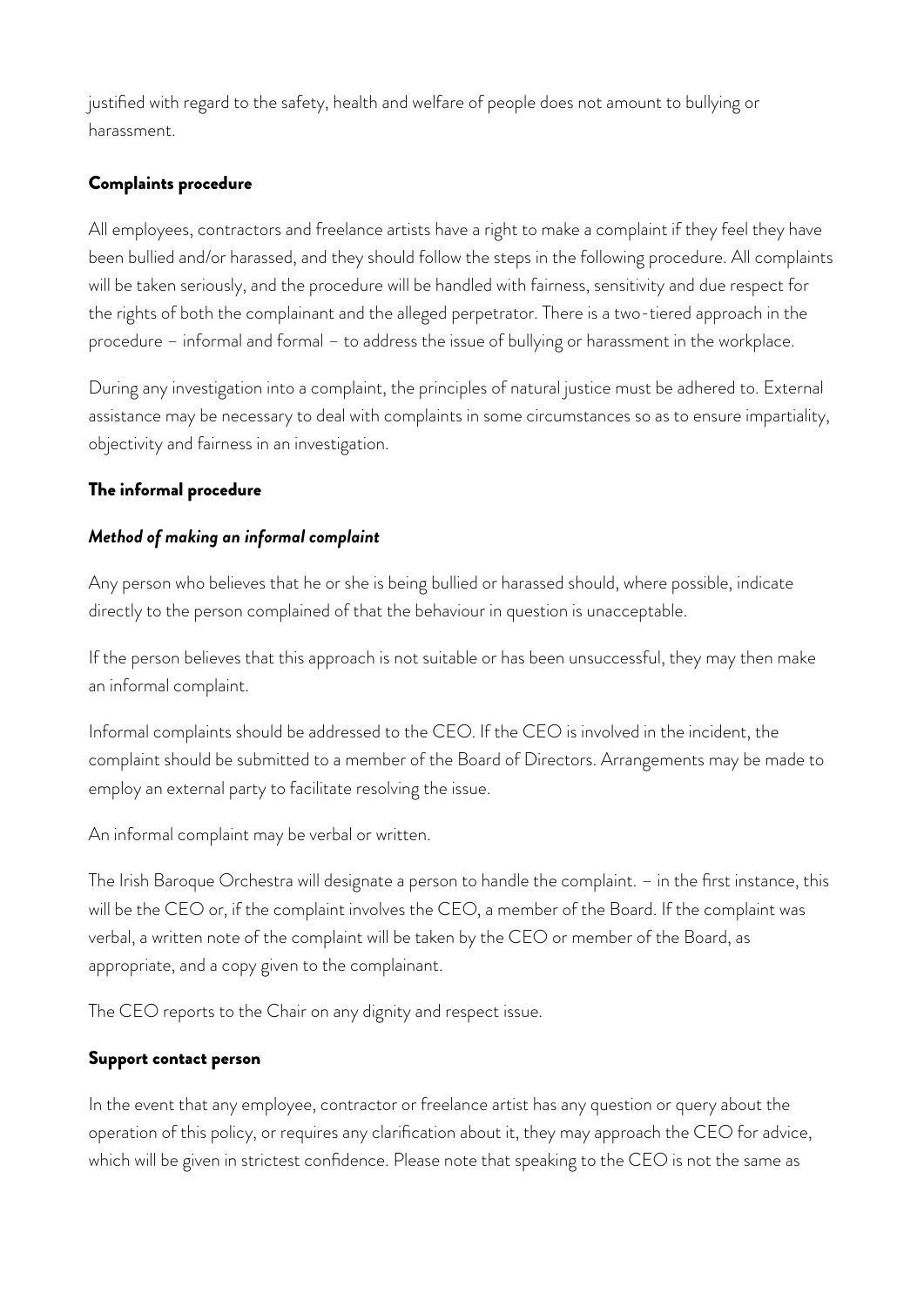justified with regard to the safety, health and welfare of people does not amount to bullying or harassment.

### Complaints procedure

All employees, contractors and freelance artists have a right to make a complaint if they feel they have been bullied and/or harassed, and they should follow the steps in the following procedure. All complaints will be taken seriously, and the procedure will be handled with fairness, sensitivity and due respect for the rights of both the complainant and the alleged perpetrator. There is a two-tiered approach in the procedure – informal and formal – to address the issue of bullying or harassment in the workplace.

During any investigation into a complaint, the principles of natural justice must be adhered to. External assistance may be necessary to deal with complaints in some circumstances so as to ensure impartiality, objectivity and fairness in an investigation.

### The informal procedure

#### *Method of making an informal complaint*

Any person who believes that he or she is being bullied or harassed should, where possible, indicate directly to the person complained of that the behaviour in question is unacceptable.

If the person believes that this approach is not suitable or has been unsuccessful, they may then make an informal complaint.

Informal complaints should be addressed to the CEO. If the CEO is involved in the incident, the complaint should be submitted to a member of the Board of Directors. Arrangements may be made to employ an external party to facilitate resolving the issue.

An informal complaint may be verbal or written.

The Irish Baroque Orchestra will designate a person to handle the complaint. – in the first instance, this will be the CEO or, if the complaint involves the CEO, a member of the Board. If the complaint was verbal, a written note of the complaint will be taken by the CEO or member of the Board, as appropriate, and a copy given to the complainant.

The CEO reports to the Chair on any dignity and respect issue.

### Support contact person

In the event that any employee, contractor or freelance artist has any question or query about the operation of this policy, or requires any clarification about it, they may approach the CEO for advice, which will be given in strictest confidence. Please note that speaking to the CEO is not the same as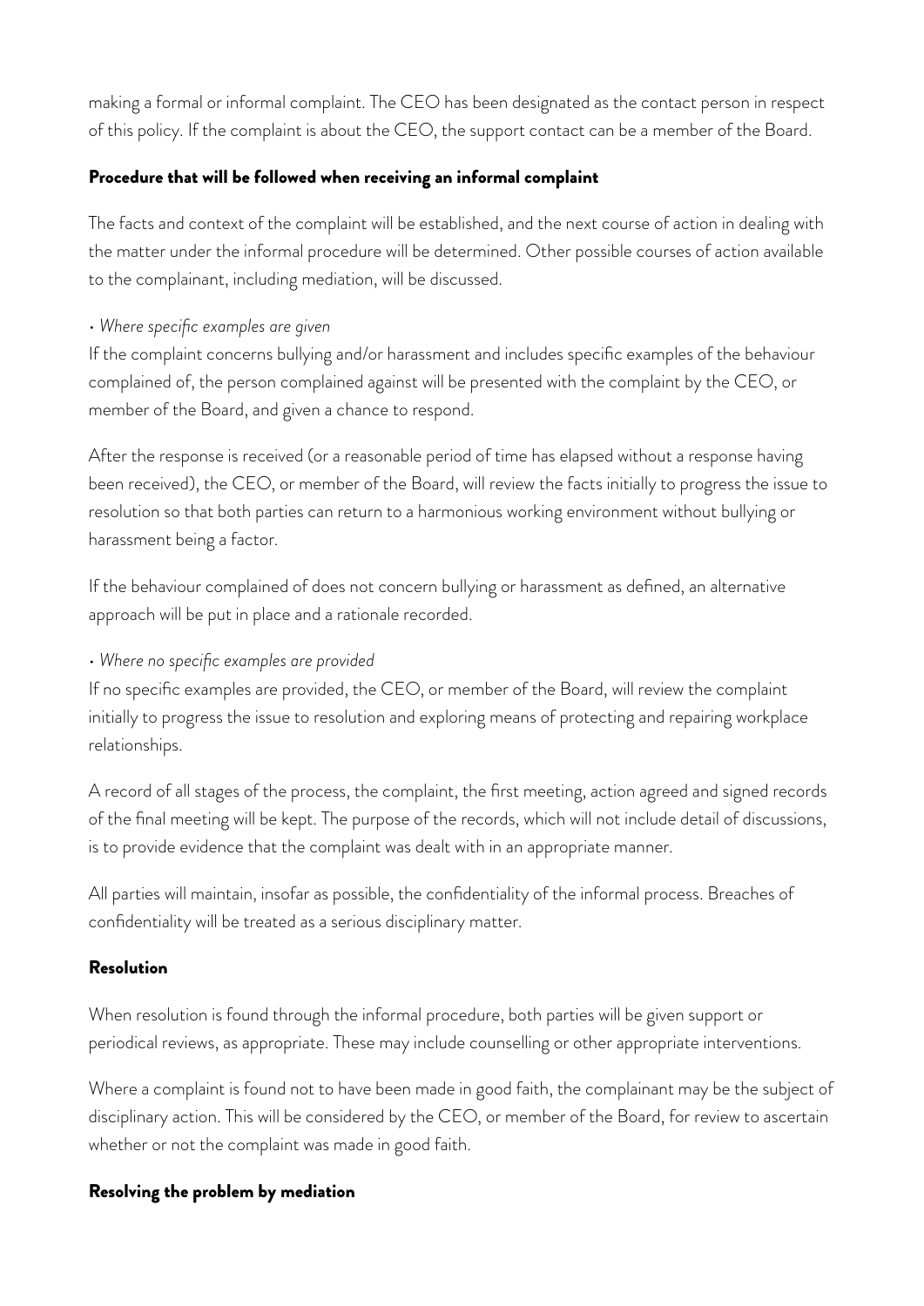making a formal or informal complaint. The CEO has been designated as the contact person in respect of this policy. If the complaint is about the CEO, the support contact can be a member of the Board.

**Procedure that will be followed when receiving an informal complaint**

The facts and context of the complaint will be established, and the next course of action in dealing with the matter under the informal procedure will be determined. Other possible courses of action available to the complainant, including mediation, will be discussed.

• *Where specific examples are given*

If the complaint concerns bullying and/or harassment and includes specific examples of the behaviour complained of, the person complained against will be presented with the complaint by the CEO, or member of the Board, and given a chance to respond.

After the response is received (or a reasonable period of time has elapsed without a response having been received), the CEO, or member of the Board, will review the facts initially to progress the issue to resolution so that both parties can return to a harmonious working environment without bullying or harassment being a factor.

If the behaviour complained of does not concern bullying or harassment as defined, an alternative approach will be put in place and a rationale recorded.

• *Where no specific examples are provided*

If no specific examples are provided, the CEO, or member of the Board, will review the complaint initially to progress the issue to resolution and exploring means of protecting and repairing workplace relationships.

A record of all stages of the process, the complaint, the first meeting, action agreed and signed records of the final meeting will be kept. The purpose of the records, which will not include detail of discussions, is to provide evidence that the complaint was dealt with in an appropriate manner.

All parties will maintain, insofar as possible, the confidentiality of the informal process. Breaches of confidentiality will be treated as a serious disciplinary matter.

**Resolution**

When resolution is found through the informal procedure, both parties will be given support or periodical reviews, as appropriate. These may include counselling or other appropriate interventions.

Where a complaint is found not to have been made in good faith, the complainant may be the subject of disciplinary action. This will be considered by the CEO, or member of the Board, for review to ascertain whether or not the complaint was made in good faith.

**Resolving the problem by mediation**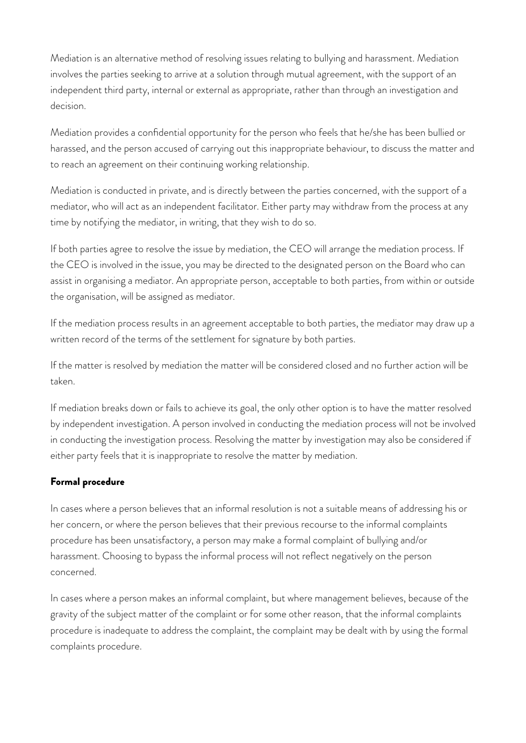Mediation is an alternative method of resolving issues relating to bullying and harassment. Mediation involves the parties seeking to arrive at a solution through mutual agreement, with the support of an independent third party, internal or external as appropriate, rather than through an investigation and decision.

Mediation provides a confidential opportunity for the person who feels that he/she has been bullied or harassed, and the person accused of carrying out this inappropriate behaviour, to discuss the matter and to reach an agreement on their continuing working relationship.

Mediation is conducted in private, and is directly between the parties concerned, with the support of a mediator, who will act as an independent facilitator. Either party may withdraw from the process at any time by notifying the mediator, in writing, that they wish to do so.

If both parties agree to resolve the issue by mediation, the CEO will arrange the mediation process. If the CEO is involved in the issue, you may be directed to the designated person on the Board who can assist in organising a mediator. An appropriate person, acceptable to both parties, from within or outside the organisation, will be assigned as mediator.

If the mediation process results in an agreement acceptable to both parties, the mediator may draw up a written record of the terms of the settlement for signature by both parties.

If the matter is resolved by mediation the matter will be considered closed and no further action will be taken.

If mediation breaks down or fails to achieve its goal, the only other option is to have the matter resolved by independent investigation. A person involved in conducting the mediation process will not be involved in conducting the investigation process. Resolving the matter by investigation may also be considered if either party feels that it is inappropriate to resolve the matter by mediation.

**Formal procedure**

In cases where a person believes that an informal resolution is not a suitable means of addressing his or her concern, or where the person believes that their previous recourse to the informal complaints procedure has been unsatisfactory, a person may make a formal complaint of bullying and/or harassment. Choosing to bypass the informal process will not reflect negatively on the person concerned.

In cases where a person makes an informal complaint, but where management believes, because of the gravity of the subject matter of the complaint or for some other reason, that the informal complaints procedure is inadequate to address the complaint, the complaint may be dealt with by using the formal complaints procedure.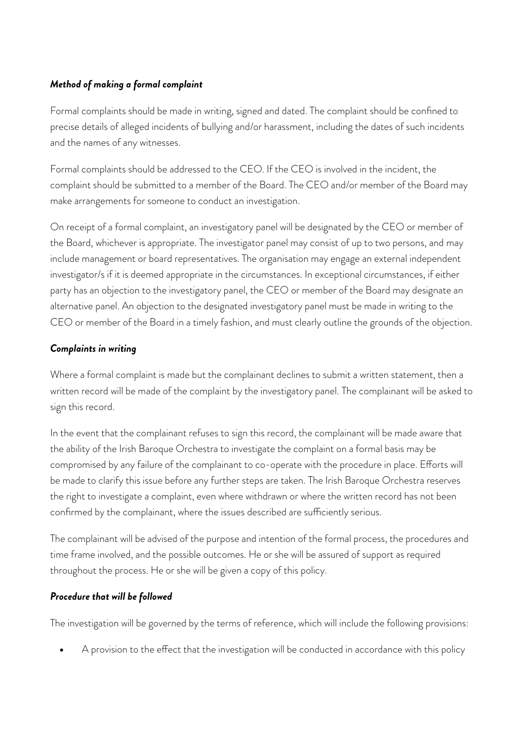***Method of making a formal complaint***

Formal complaints should be made in writing, signed and dated. The complaint should be confined to precise details of alleged incidents of bullying and/or harassment, including the dates of such incidents and the names of any witnesses.

Formal complaints should be addressed to the CEO. If the CEO is involved in the incident, the complaint should be submitted to a member of the Board. The CEO and/or member of the Board may make arrangements for someone to conduct an investigation.

On receipt of a formal complaint, an investigatory panel will be designated by the CEO or member of the Board, whichever is appropriate. The investigator panel may consist of up to two persons, and may include management or board representatives. The organisation may engage an external independent investigator/s if it is deemed appropriate in the circumstances. In exceptional circumstances, if either party has an objection to the investigatory panel, the CEO or member of the Board may designate an alternative panel. An objection to the designated investigatory panel must be made in writing to the CEO or member of the Board in a timely fashion, and must clearly outline the grounds of the objection.

***Complaints in writing***

Where a formal complaint is made but the complainant declines to submit a written statement, then a written record will be made of the complaint by the investigatory panel. The complainant will be asked to sign this record.

In the event that the complainant refuses to sign this record, the complainant will be made aware that the ability of the Irish Baroque Orchestra to investigate the complaint on a formal basis may be compromised by any failure of the complainant to co-operate with the procedure in place. Efforts will be made to clarify this issue before any further steps are taken. The Irish Baroque Orchestra reserves the right to investigate a complaint, even where withdrawn or where the written record has not been confirmed by the complainant, where the issues described are sufficiently serious.

The complainant will be advised of the purpose and intention of the formal process, the procedures and time frame involved, and the possible outcomes. He or she will be assured of support as required throughout the process. He or she will be given a copy of this policy.

***Procedure that will be followed***

The investigation will be governed by the terms of reference, which will include the following provisions:

- A provision to the effect that the investigation will be conducted in accordance with this policy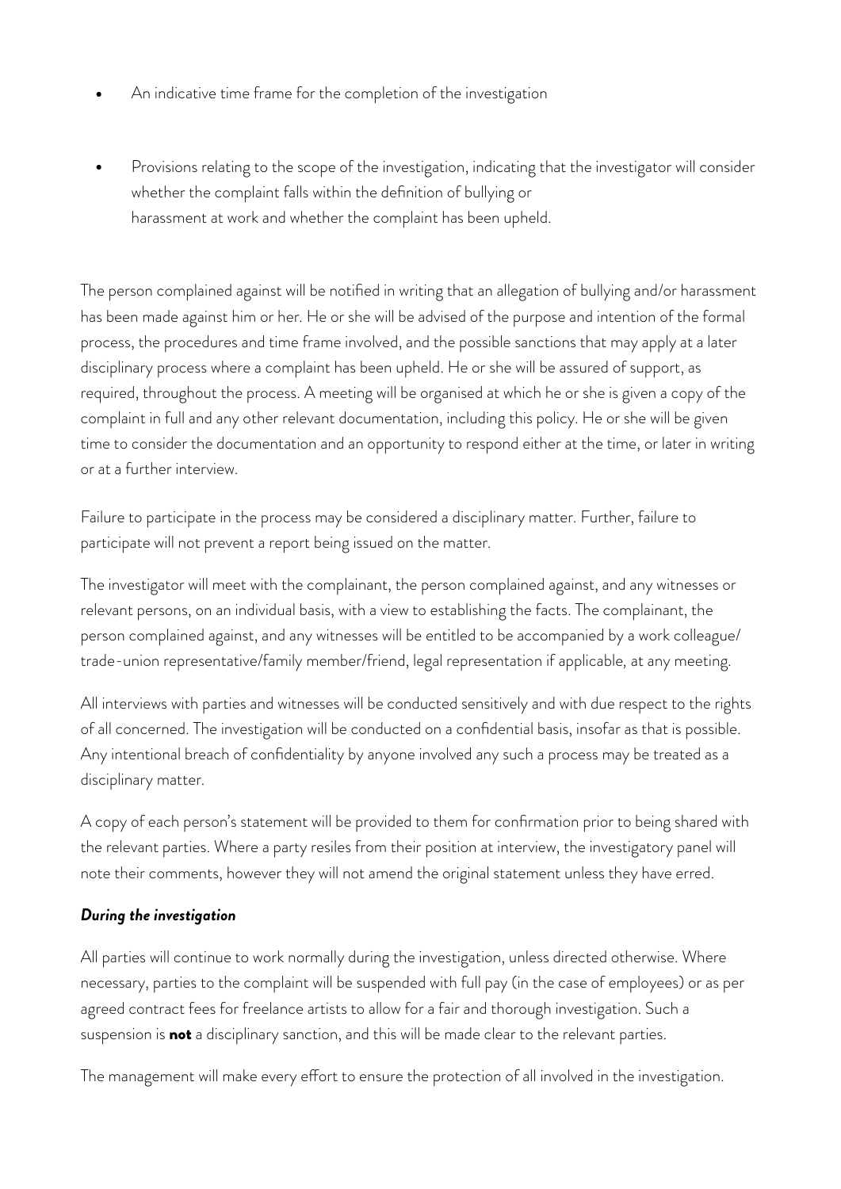- An indicative time frame for the completion of the investigation
- Provisions relating to the scope of the investigation, indicating that the investigator will consider whether the complaint falls within the definition of bullying or harassment at work and whether the complaint has been upheld.

The person complained against will be notified in writing that an allegation of bullying and/or harassment has been made against him or her. He or she will be advised of the purpose and intention of the formal process, the procedures and time frame involved, and the possible sanctions that may apply at a later disciplinary process where a complaint has been upheld. He or she will be assured of support, as required, throughout the process. A meeting will be organised at which he or she is given a copy of the complaint in full and any other relevant documentation, including this policy. He or she will be given time to consider the documentation and an opportunity to respond either at the time, or later in writing or at a further interview.

Failure to participate in the process may be considered a disciplinary matter. Further, failure to participate will not prevent a report being issued on the matter.

The investigator will meet with the complainant, the person complained against, and any witnesses or relevant persons, on an individual basis, with a view to establishing the facts. The complainant, the person complained against, and any witnesses will be entitled to be accompanied by a work colleague/ trade-union representative/family member/friend, legal representation if applicable, at any meeting.

All interviews with parties and witnesses will be conducted sensitively and with due respect to the rights of all concerned. The investigation will be conducted on a confidential basis, insofar as that is possible. Any intentional breach of confidentiality by anyone involved any such a process may be treated as a disciplinary matter.

A copy of each person's statement will be provided to them for confirmation prior to being shared with the relevant parties. Where a party resiles from their position at interview, the investigatory panel will note their comments, however they will not amend the original statement unless they have erred.

***During the investigation***

All parties will continue to work normally during the investigation, unless directed otherwise. Where necessary, parties to the complaint will be suspended with full pay (in the case of employees) or as per agreed contract fees for freelance artists to allow for a fair and thorough investigation. Such a suspension is **not** a disciplinary sanction, and this will be made clear to the relevant parties.

The management will make every effort to ensure the protection of all involved in the investigation.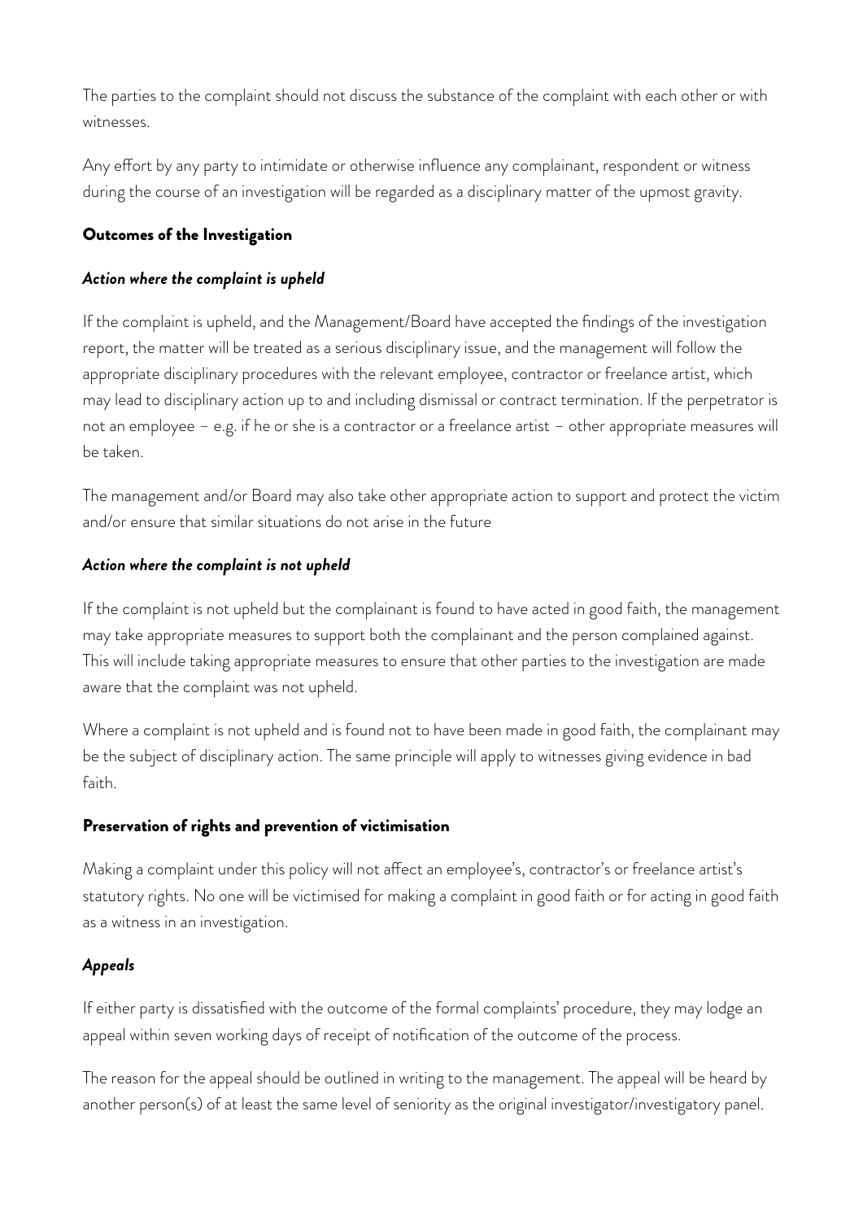The parties to the complaint should not discuss the substance of the complaint with each other or with witnesses.

Any effort by any party to intimidate or otherwise influence any complainant, respondent or witness during the course of an investigation will be regarded as a disciplinary matter of the upmost gravity.

### Outcomes of the Investigation

#### *Action where the complaint is upheld*

If the complaint is upheld, and the Management/Board have accepted the findings of the investigation report, the matter will be treated as a serious disciplinary issue, and the management will follow the appropriate disciplinary procedures with the relevant employee, contractor or freelance artist, which may lead to disciplinary action up to and including dismissal or contract termination. If the perpetrator is not an employee – e.g. if he or she is a contractor or a freelance artist – other appropriate measures will be taken.

The management and/or Board may also take other appropriate action to support and protect the victim and/or ensure that similar situations do not arise in the future

#### *Action where the complaint is not upheld*

If the complaint is not upheld but the complainant is found to have acted in good faith, the management may take appropriate measures to support both the complainant and the person complained against. This will include taking appropriate measures to ensure that other parties to the investigation are made aware that the complaint was not upheld.

Where a complaint is not upheld and is found not to have been made in good faith, the complainant may be the subject of disciplinary action. The same principle will apply to witnesses giving evidence in bad faith.

### Preservation of rights and prevention of victimisation

Making a complaint under this policy will not affect an employee's, contractor's or freelance artist's statutory rights. No one will be victimised for making a complaint in good faith or for acting in good faith as a witness in an investigation.

#### *Appeals*

If either party is dissatisfied with the outcome of the formal complaints' procedure, they may lodge an appeal within seven working days of receipt of notification of the outcome of the process.

The reason for the appeal should be outlined in writing to the management. The appeal will be heard by another person(s) of at least the same level of seniority as the original investigator/investigatory panel.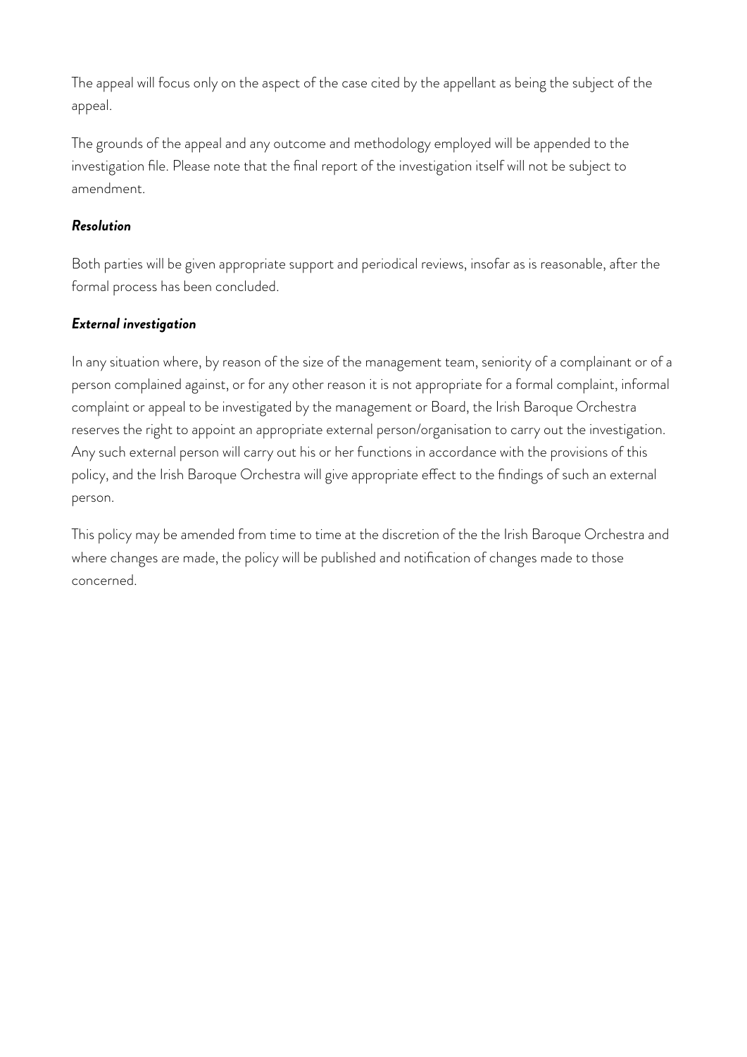The appeal will focus only on the aspect of the case cited by the appellant as being the subject of the appeal.

The grounds of the appeal and any outcome and methodology employed will be appended to the investigation file. Please note that the final report of the investigation itself will not be subject to amendment.

***Resolution***

Both parties will be given appropriate support and periodical reviews, insofar as is reasonable, after the formal process has been concluded.

***External investigation***

In any situation where, by reason of the size of the management team, seniority of a complainant or of a person complained against, or for any other reason it is not appropriate for a formal complaint, informal complaint or appeal to be investigated by the management or Board, the Irish Baroque Orchestra reserves the right to appoint an appropriate external person/organisation to carry out the investigation. Any such external person will carry out his or her functions in accordance with the provisions of this policy, and the Irish Baroque Orchestra will give appropriate effect to the findings of such an external person.

This policy may be amended from time to time at the discretion of the the Irish Baroque Orchestra and where changes are made, the policy will be published and notification of changes made to those concerned.